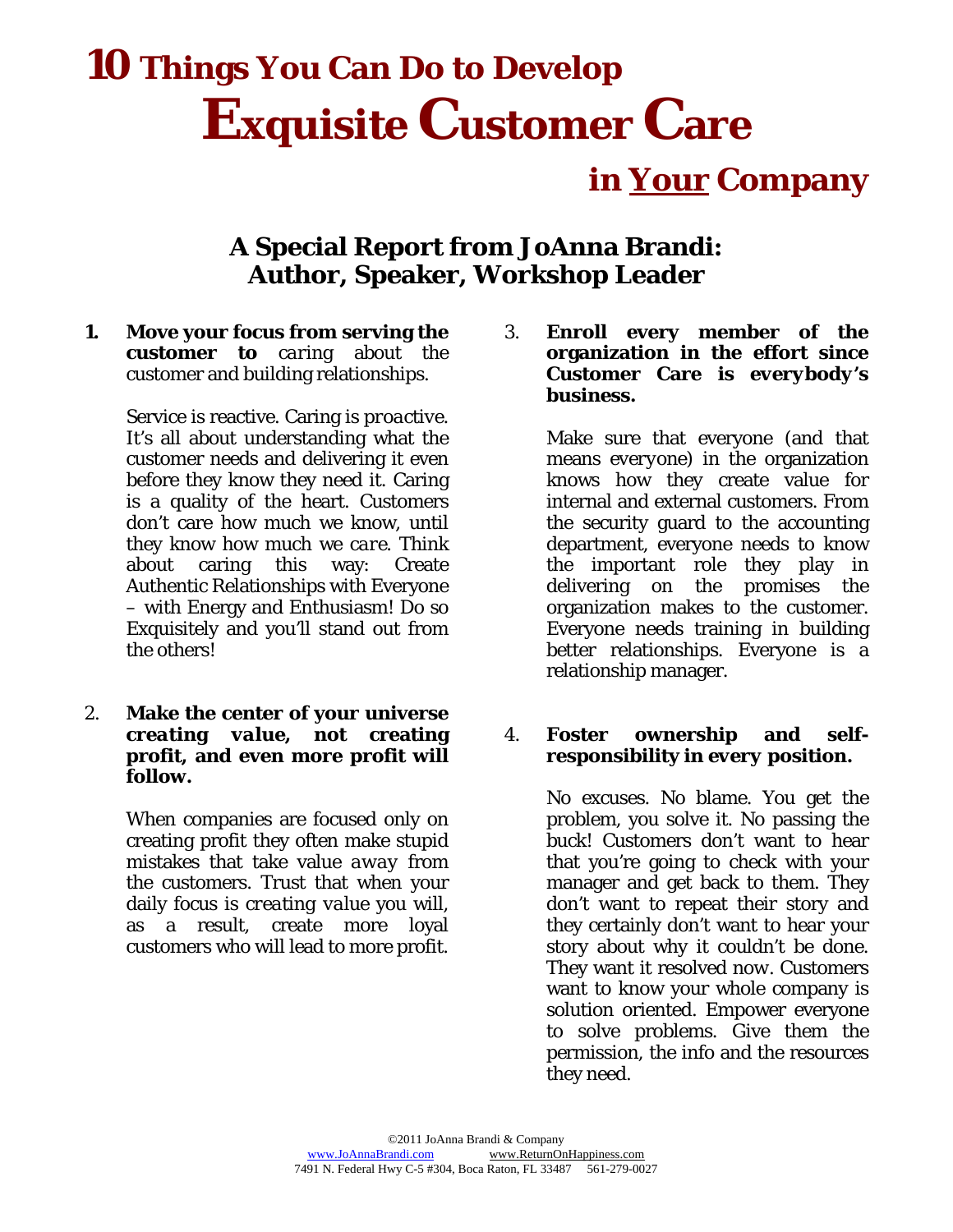# 10 Things You Can Do to Develop Exquisite Customer Care in <u>Your</u> Company

## A Special Report from JoAnna Brandi: Author, Speaker, Workshop Leader

1. **Move your focus from serving the customer to** *caring* about the customer and building relationships.

   *Service is reactive. Caring is proactive.* It's all about understanding what the customer needs and delivering it even before they know they need it. Caring is a quality of the heart. Customers don't care how much we know, until they know how much we *care*. Think about caring this way: Create Authentic Relationships with Everyone – with Energy and Enthusiasm! Do so Exquisitely and you'll stand out from the others!

2. **Make the center of your universe** ***creating value***, **not creating profit, and even more profit will follow.**

   When companies are focused only on creating profit they often make stupid mistakes that take value *away* from the customers. Trust that when your daily focus is *creating value* you will, as a result, create more loyal customers who will lead to more profit.

3. **Enroll every member of the organization in the effort since Customer Care is** ***everybody's*** **business.**

   Make sure that everyone (and that means *everyone*) in the organization knows how they create value for internal and external customers. From the security guard to the accounting department, everyone needs to know the important role they play in delivering on the promises the organization makes to the customer. Everyone needs training in building better relationships. Everyone is a relationship manager.

4. **Foster ownership and self-responsibility in every position.**

   No excuses. No blame. You get the problem, you solve it. No passing the buck! Customers don't want to hear that you're going to check with your manager and get back to them. They don't want to repeat their story and they certainly don't want to hear your story about why it couldn't be done. They want it resolved *now*. Customers want to know your whole company is solution oriented. Empower everyone to solve problems. Give them the permission, the info and the resources they need.

©2011 JoAnna Brandi & Company
www.JoAnnaBrandi.com www.ReturnOnHappiness.com
7491 N. Federal Hwy C-5 #304, Boca Raton, FL 33487 561-279-0027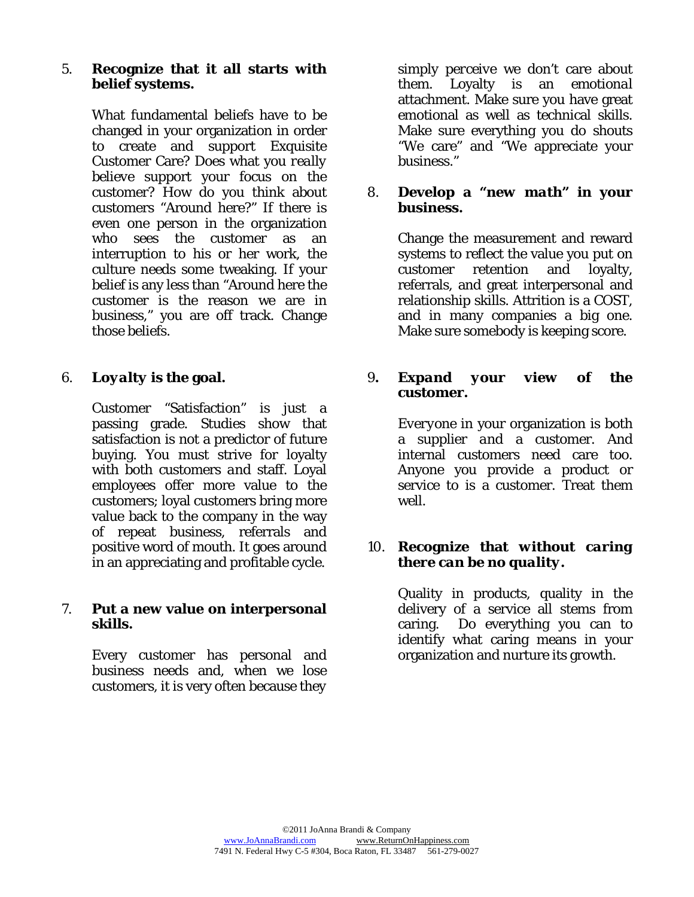5. **Recognize that it all starts with belief systems.**

   What fundamental beliefs have to be changed in your organization in order to create and support Exquisite Customer Care? Does what you *really* believe support your focus on the customer? How do you think about customers "Around here?" If there is even one person in the organization who sees the customer as an interruption to his or her work, the culture needs some tweaking. If your belief is any less than "Around here the customer is the reason we are in business," you are off track. Change those beliefs.

6. ***Loyalty* is the goal.**

   Customer "Satisfaction" is just a passing grade. Studies show that satisfaction is not a predictor of future buying. You must strive for loyalty with both customers *and* staff. Loyal employees offer more value to the customers; loyal customers bring more value back to the company in the way of repeat business, referrals and positive word of mouth. It goes around in an appreciating and profitable cycle.

7. **Put a new value on interpersonal skills.**

   Every customer has personal and business needs and, when we lose customers, it is very often because they simply perceive we don't care about them. Loyalty is an emotional attachment. Make sure you have great emotional as well as technical skills. Make sure everything you do shouts "We care" and "We appreciate your business."

8. **Develop a "new *math*" in your business.**

   Change the measurement and reward systems to reflect the value you put on customer retention and loyalty, referrals, and great interpersonal and relationship skills. Attrition is a COST, and in many companies a big one. Make sure somebody is keeping score.

9. ***Expand* your view of the customer.**

   Everyone in your organization is both a supplier *and* a customer. And internal customers need care too. Anyone you provide a product or service to is a customer. Treat them well.

10. **Recognize that *without caring there can be no quality*.**

    Quality in products, quality in the delivery of a service all stems from caring. Do everything you can to identify what caring means in your organization and nurture its growth.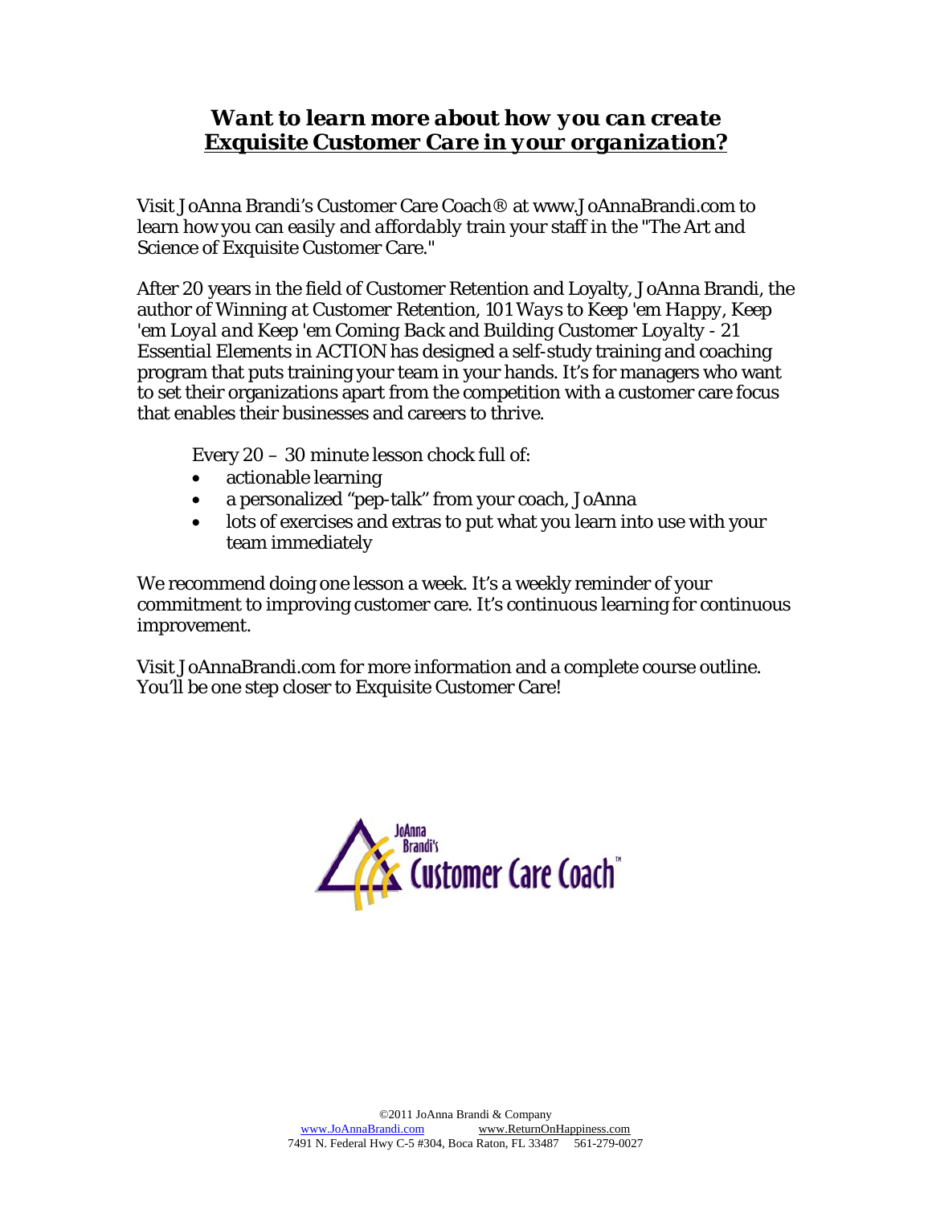## ***Want to learn more about how you can create Exquisite Customer Care in your organization?***

Visit JoAnna Brandi's Customer Care Coach® at www.JoAnnaBrandi.com to learn how you can *easily* and *affordably* train your staff in the "The Art and Science of Exquisite Customer Care."

After 20 years in the field of Customer Retention and Loyalty, JoAnna Brandi, the author of *Winning at Customer Retention*, *101 Ways to Keep 'em Happy, Keep 'em Loyal and Keep 'em Coming Back* and *Building Customer Loyalty - 21 Essential Elements in ACTION* has designed a self-study training and coaching program that puts training your team in your hands. It's for managers who want to set their organizations apart from the competition with a customer care focus that enables their businesses and careers to thrive.

Every 20 – 30 minute lesson chock full of:

- actionable learning
- a personalized "pep-talk" from your coach, JoAnna
- lots of exercises and extras to put what you learn into use with your team immediately

We recommend doing one lesson a week. It's a weekly reminder of your commitment to improving customer care. It's continuous learning for continuous improvement.

Visit JoAnnaBrandi.com for more information and a complete course outline. You'll be one step closer to Exquisite Customer Care!

JoAnna Brandi's Customer Care Coach™

©2011 JoAnna Brandi & Company
www.JoAnnaBrandi.com www.ReturnOnHappiness.com
7491 N. Federal Hwy C-5 #304, Boca Raton, FL 33487 561-279-0027